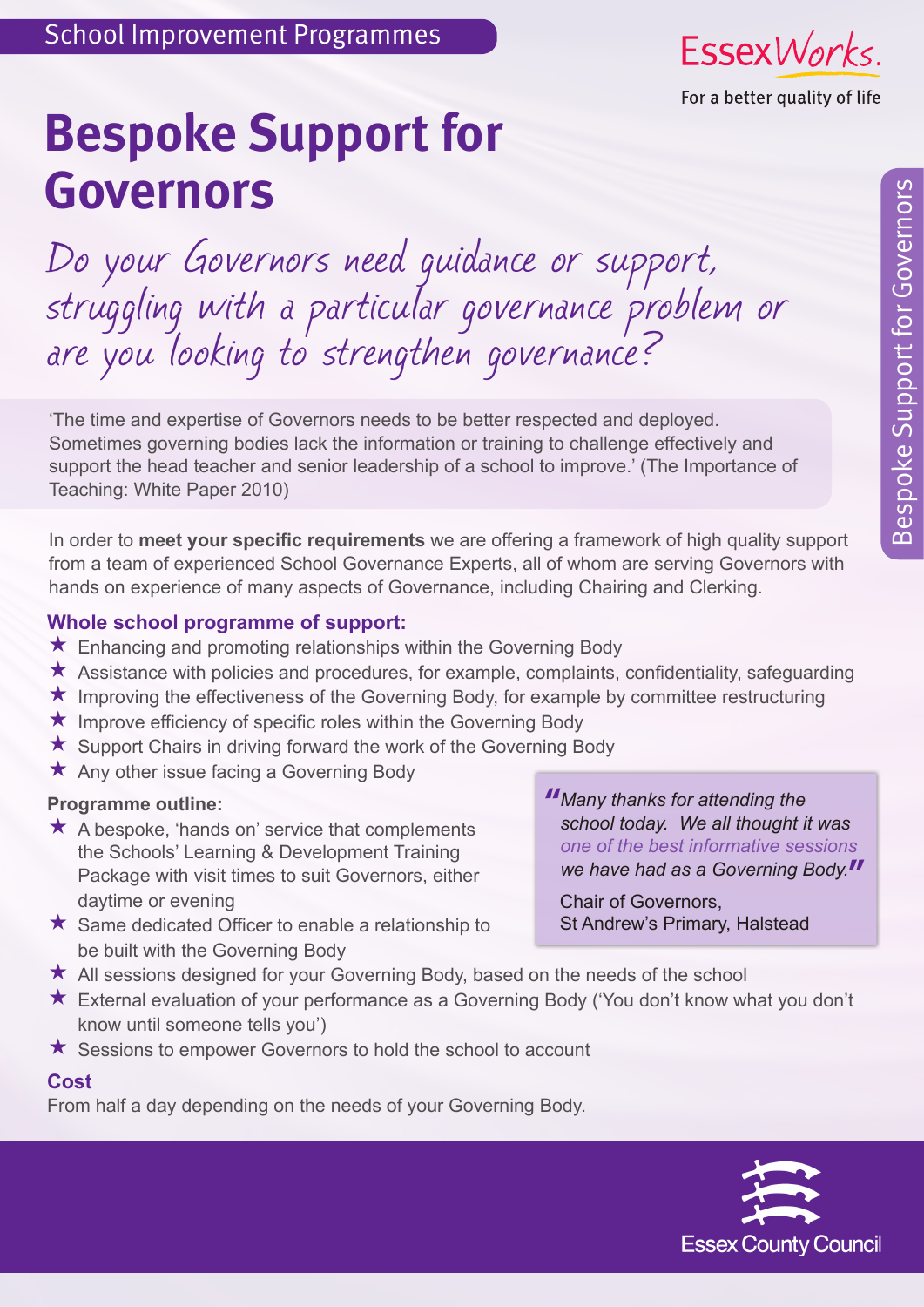School Improvement Programmes

EssexWorks.
For a better quality of life

# Bespoke Support for Governors

*Do your Governors need guidance or support, struggling with a particular governance problem or are you looking to strengthen governance?*

'The time and expertise of Governors needs to be better respected and deployed. Sometimes governing bodies lack the information or training to challenge effectively and support the head teacher and senior leadership of a school to improve.' (The Importance of Teaching: White Paper 2010)

In order to **meet your specific requirements** we are offering a framework of high quality support from a team of experienced School Governance Experts, all of whom are serving Governors with hands on experience of many aspects of Governance, including Chairing and Clerking.

### Whole school programme of support:

- ★ Enhancing and promoting relationships within the Governing Body
- ★ Assistance with policies and procedures, for example, complaints, confidentiality, safeguarding
- ★ Improving the effectiveness of the Governing Body, for example by committee restructuring
- ★ Improve efficiency of specific roles within the Governing Body
- ★ Support Chairs in driving forward the work of the Governing Body
- ★ Any other issue facing a Governing Body

### Programme outline:

- ★ A bespoke, 'hands on' service that complements the Schools' Learning & Development Training Package with visit times to suit Governors, either daytime or evening
- ★ Same dedicated Officer to enable a relationship to be built with the Governing Body
- ★ All sessions designed for your Governing Body, based on the needs of the school
- ★ External evaluation of your performance as a Governing Body ('You don't know what you don't know until someone tells you')
- ★ Sessions to empower Governors to hold the school to account

> "*Many thanks for attending the school today. We all thought it was one of the best informative sessions we have had as a Governing Body.*"
>
> Chair of Governors,
> St Andrew's Primary, Halstead

### Cost

From half a day depending on the needs of your Governing Body.

Bespoke Support for Governors

Essex County Council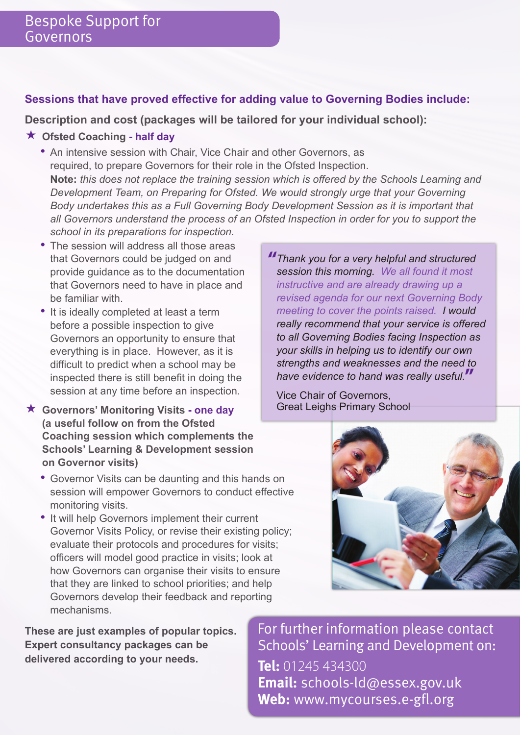# Bespoke Support for Governors

**Sessions that have proved effective for adding value to Governing Bodies include:**

**Description and cost (packages will be tailored for your individual school):**

★ **Ofsted Coaching - half day**

- An intensive session with Chair, Vice Chair and other Governors, as required, to prepare Governors for their role in the Ofsted Inspection.
  **Note:** *this does not replace the training session which is offered by the Schools Learning and Development Team, on Preparing for Ofsted. We would strongly urge that your Governing Body undertakes this as a Full Governing Body Development Session as it is important that all Governors understand the process of an Ofsted Inspection in order for you to support the school in its preparations for inspection.*
- The session will address all those areas that Governors could be judged on and provide guidance as to the documentation that Governors need to have in place and be familiar with.
- It is ideally completed at least a term before a possible inspection to give Governors an opportunity to ensure that everything is in place. However, as it is difficult to predict when a school may be inspected there is still benefit in doing the session at any time before an inspection.

> *"Thank you for a very helpful and structured session this morning. We all found it most instructive and are already drawing up a revised agenda for our next Governing Body meeting to cover the points raised. I would really recommend that your service is offered to all Governing Bodies facing Inspection as your skills in helping us to identify our own strengths and weaknesses and the need to have evidence to hand was really useful."*
>
> Vice Chair of Governors,
> Great Leighs Primary School

★ **Governors' Monitoring Visits - one day (a useful follow on from the Ofsted Coaching session which complements the Schools' Learning & Development session on Governor visits)**

- Governor Visits can be daunting and this hands on session will empower Governors to conduct effective monitoring visits.
- It will help Governors implement their current Governor Visits Policy, or revise their existing policy; evaluate their protocols and procedures for visits; officers will model good practice in visits; look at how Governors can organise their visits to ensure that they are linked to school priorities; and help Governors develop their feedback and reporting mechanisms.

**These are just examples of popular topics. Expert consultancy packages can be delivered according to your needs.**

For further information please contact Schools' Learning and Development on:

**Tel:** 01245 434300
**Email:** schools-ld@essex.gov.uk
**Web:** www.mycourses.e-gfl.org